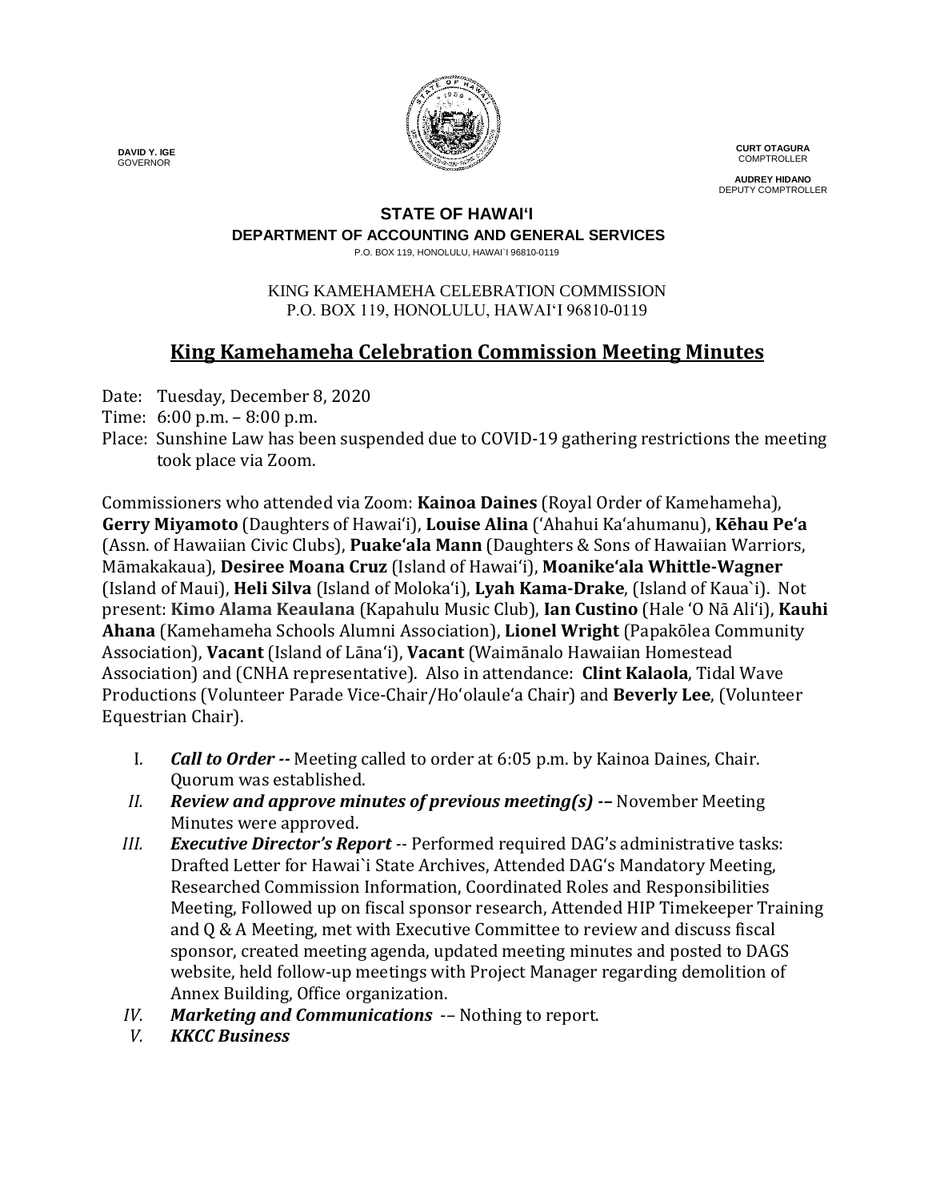**DAVID Y. IGE**
GOVERNOR

**CURT OTAGURA**
COMPTROLLER

**AUDREY HIDANO**
DEPUTY COMPTROLLER

**STATE OF HAWAIʻI**
**DEPARTMENT OF ACCOUNTING AND GENERAL SERVICES**
P.O. BOX 119, HONOLULU, HAWAI`I 96810-0119

KING KAMEHAMEHA CELEBRATION COMMISSION
P.O. BOX 119, HONOLULU, HAWAIʻI 96810-0119

# King Kamehameha Celebration Commission Meeting Minutes

Date: Tuesday, December 8, 2020
Time: 6:00 p.m. – 8:00 p.m.
Place: Sunshine Law has been suspended due to COVID-19 gathering restrictions the meeting took place via Zoom.

Commissioners who attended via Zoom: **Kainoa Daines** (Royal Order of Kamehameha), **Gerry Miyamoto** (Daughters of Hawaiʻi), **Louise Alina** (ʻAhahui Kaʻahumanu), **Kēhau Peʻa** (Assn. of Hawaiian Civic Clubs), **Puakeʻala Mann** (Daughters & Sons of Hawaiian Warriors, Māmakakaua), **Desiree Moana Cruz** (Island of Hawaiʻi), **Moanikeʻala Whittle-Wagner** (Island of Maui), **Heli Silva** (Island of Molokaʻi), **Lyah Kama-Drake**, (Island of Kaua`i). Not present: **Kimo Alama Keaulana** (Kapahulu Music Club), **Ian Custino** (Hale ʻO Nā Aliʻi), **Kauhi Ahana** (Kamehameha Schools Alumni Association), **Lionel Wright** (Papakōlea Community Association), **Vacant** (Island of Lānaʻi), **Vacant** (Waimānalo Hawaiian Homestead Association) and (CNHA representative). Also in attendance: **Clint Kalaola**, Tidal Wave Productions (Volunteer Parade Vice-Chair/Hoʻolauleʻa Chair) and **Beverly Lee**, (Volunteer Equestrian Chair).

I. ***Call to Order --*** Meeting called to order at 6:05 p.m. by Kainoa Daines, Chair. Quorum was established.

II. ***Review and approve minutes of previous meeting(s) -–*** November Meeting Minutes were approved.

III. ***Executive Director's Report*** -- Performed required DAG's administrative tasks: Drafted Letter for Hawai`i State Archives, Attended DAG's Mandatory Meeting, Researched Commission Information, Coordinated Roles and Responsibilities Meeting, Followed up on fiscal sponsor research, Attended HIP Timekeeper Training and Q & A Meeting, met with Executive Committee to review and discuss fiscal sponsor, created meeting agenda, updated meeting minutes and posted to DAGS website, held follow-up meetings with Project Manager regarding demolition of Annex Building, Office organization.

IV. ***Marketing and Communications*** -– Nothing to report.

V. ***KKCC Business***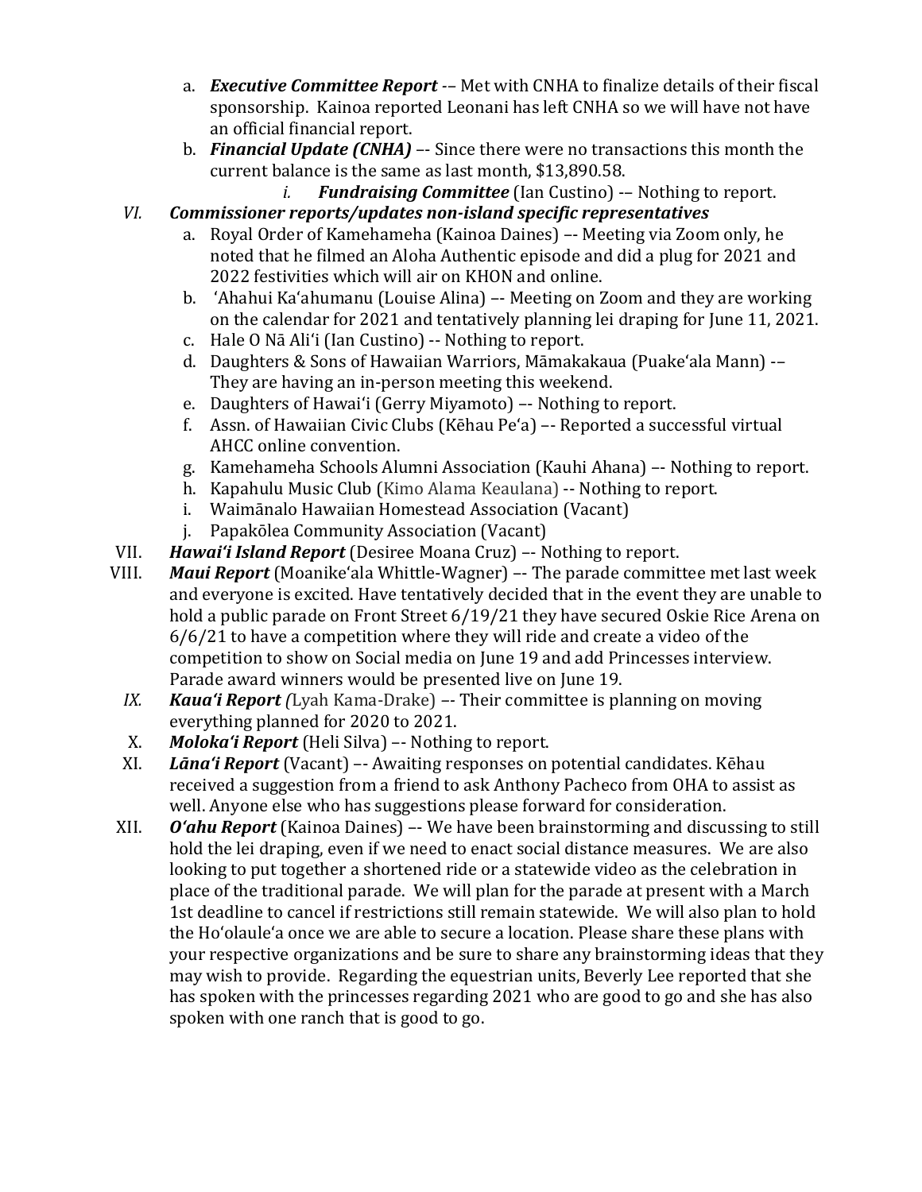a. ***Executive Committee Report*** -– Met with CNHA to finalize details of their fiscal sponsorship. Kainoa reported Leonani has left CNHA so we will have not have an official financial report.

b. ***Financial Update (CNHA)*** –- Since there were no transactions this month the current balance is the same as last month, $13,890.58.

   i. ***Fundraising Committee*** (Ian Custino) -– Nothing to report.

*VI.* ***Commissioner reports/updates non-island specific representatives***

a. Royal Order of Kamehameha (Kainoa Daines) –- Meeting via Zoom only, he noted that he filmed an Aloha Authentic episode and did a plug for 2021 and 2022 festivities which will air on KHON and online.

b. ʻAhahui Kaʻahumanu (Louise Alina) –- Meeting on Zoom and they are working on the calendar for 2021 and tentatively planning lei draping for June 11, 2021.

c. Hale O Nā Aliʻi (Ian Custino) -- Nothing to report.

d. Daughters & Sons of Hawaiian Warriors, Māmakakaua (Puakeʻala Mann) -– They are having an in-person meeting this weekend.

e. Daughters of Hawaiʻi (Gerry Miyamoto) –- Nothing to report.

f. Assn. of Hawaiian Civic Clubs (Kēhau Peʻa) –- Reported a successful virtual AHCC online convention.

g. Kamehameha Schools Alumni Association (Kauhi Ahana) –- Nothing to report.

h. Kapahulu Music Club (Kimo Alama Keaulana) -- Nothing to report.

i. Waimānalo Hawaiian Homestead Association (Vacant)

j. Papakōlea Community Association (Vacant)

VII. ***Hawaiʻi Island Report*** (Desiree Moana Cruz) –- Nothing to report.

VIII. ***Maui Report*** (Moanikeʻala Whittle-Wagner) –- The parade committee met last week and everyone is excited. Have tentatively decided that in the event they are unable to hold a public parade on Front Street 6/19/21 they have secured Oskie Rice Arena on 6/6/21 to have a competition where they will ride and create a video of the competition to show on Social media on June 19 and add Princesses interview. Parade award winners would be presented live on June 19.

*IX.* ***Kauaʻi Report*** *(*Lyah Kama-Drake) –- Their committee is planning on moving everything planned for 2020 to 2021.

X. ***Molokaʻi Report*** (Heli Silva) –- Nothing to report.

XI. ***Lānaʻi Report*** (Vacant) –- Awaiting responses on potential candidates. Kēhau received a suggestion from a friend to ask Anthony Pacheco from OHA to assist as well. Anyone else who has suggestions please forward for consideration.

XII. ***Oʻahu Report*** (Kainoa Daines) –- We have been brainstorming and discussing to still hold the lei draping, even if we need to enact social distance measures. We are also looking to put together a shortened ride or a statewide video as the celebration in place of the traditional parade. We will plan for the parade at present with a March 1st deadline to cancel if restrictions still remain statewide. We will also plan to hold the Hoʻolauleʻa once we are able to secure a location. Please share these plans with your respective organizations and be sure to share any brainstorming ideas that they may wish to provide. Regarding the equestrian units, Beverly Lee reported that she has spoken with the princesses regarding 2021 who are good to go and she has also spoken with one ranch that is good to go.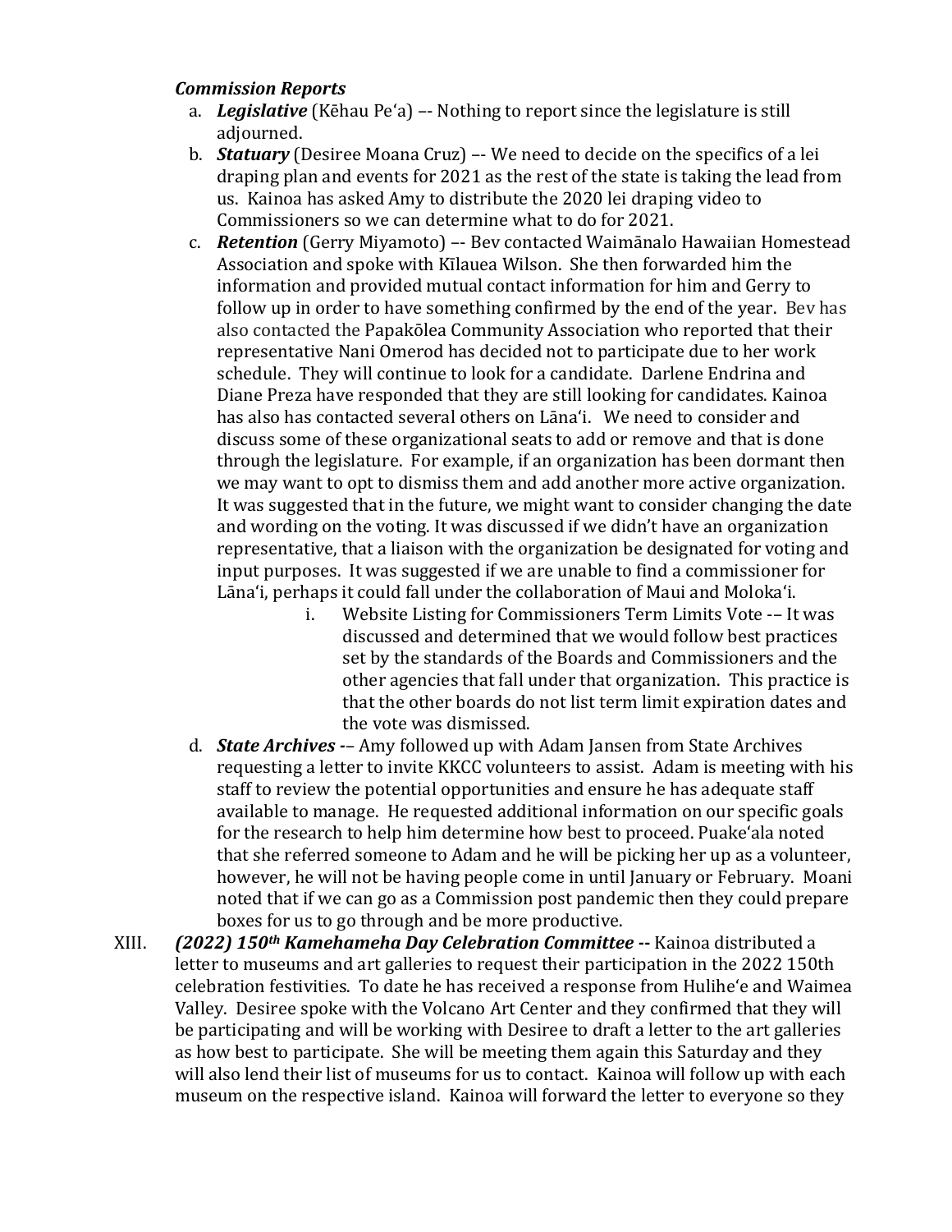***Commission Reports***

a. ***Legislative*** (Kēhau Pe'a) –- Nothing to report since the legislature is still adjourned.
b. ***Statuary*** (Desiree Moana Cruz) –- We need to decide on the specifics of a lei draping plan and events for 2021 as the rest of the state is taking the lead from us. Kainoa has asked Amy to distribute the 2020 lei draping video to Commissioners so we can determine what to do for 2021.
c. ***Retention*** (Gerry Miyamoto) –- Bev contacted Waimānalo Hawaiian Homestead Association and spoke with Kīlauea Wilson. She then forwarded him the information and provided mutual contact information for him and Gerry to follow up in order to have something confirmed by the end of the year. Bev has also contacted the Papakōlea Community Association who reported that their representative Nani Omerod has decided not to participate due to her work schedule. They will continue to look for a candidate. Darlene Endrina and Diane Preza have responded that they are still looking for candidates. Kainoa has also has contacted several others on Lāna'i. We need to consider and discuss some of these organizational seats to add or remove and that is done through the legislature. For example, if an organization has been dormant then we may want to opt to dismiss them and add another more active organization. It was suggested that in the future, we might want to consider changing the date and wording on the voting. It was discussed if we didn't have an organization representative, that a liaison with the organization be designated for voting and input purposes. It was suggested if we are unable to find a commissioner for Lāna'i, perhaps it could fall under the collaboration of Maui and Moloka'i.
    i. Website Listing for Commissioners Term Limits Vote -– It was discussed and determined that we would follow best practices set by the standards of the Boards and Commissioners and the other agencies that fall under that organization. This practice is that the other boards do not list term limit expiration dates and the vote was dismissed.
d. ***State Archives*** -– Amy followed up with Adam Jansen from State Archives requesting a letter to invite KKCC volunteers to assist. Adam is meeting with his staff to review the potential opportunities and ensure he has adequate staff available to manage. He requested additional information on our specific goals for the research to help him determine how best to proceed. Puake'ala noted that she referred someone to Adam and he will be picking her up as a volunteer, however, he will not be having people come in until January or February. Moani noted that if we can go as a Commission post pandemic then they could prepare boxes for us to go through and be more productive.

XIII. ***(2022) 150th Kamehameha Day Celebration Committee*** **--** Kainoa distributed a letter to museums and art galleries to request their participation in the 2022 150th celebration festivities. To date he has received a response from Hulihe'e and Waimea Valley. Desiree spoke with the Volcano Art Center and they confirmed that they will be participating and will be working with Desiree to draft a letter to the art galleries as how best to participate. She will be meeting them again this Saturday and they will also lend their list of museums for us to contact. Kainoa will follow up with each museum on the respective island. Kainoa will forward the letter to everyone so they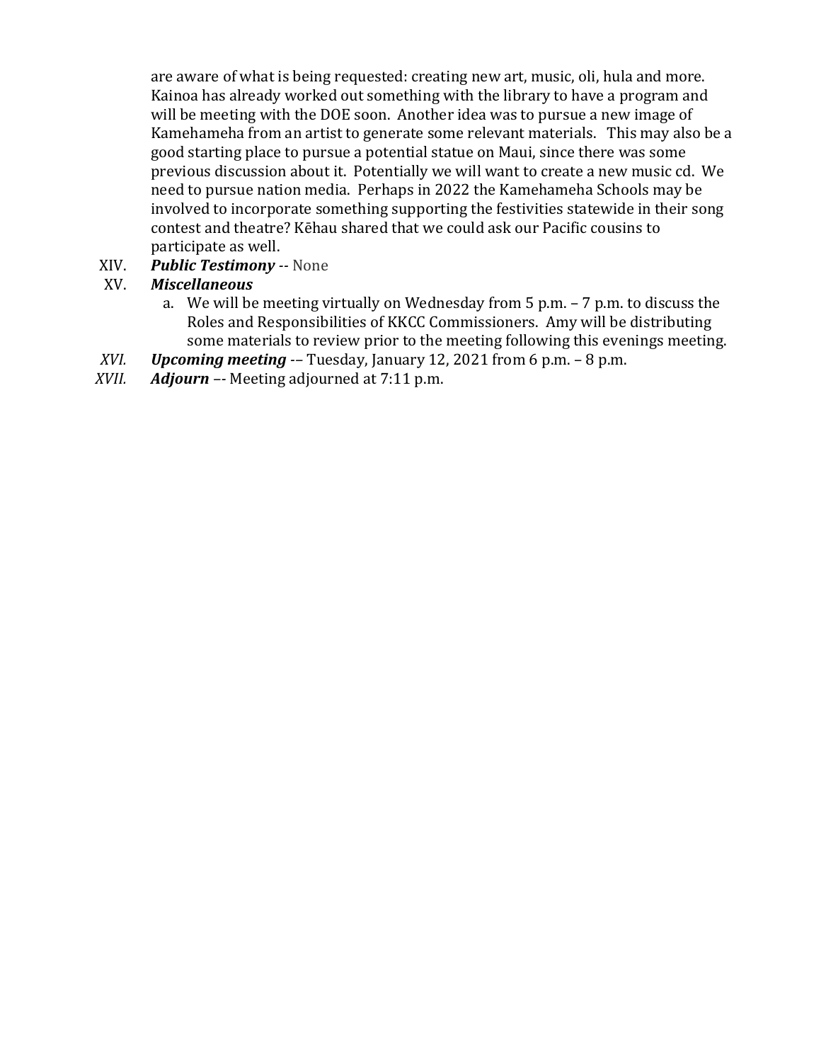are aware of what is being requested: creating new art, music, oli, hula and more. Kainoa has already worked out something with the library to have a program and will be meeting with the DOE soon. Another idea was to pursue a new image of Kamehameha from an artist to generate some relevant materials. This may also be a good starting place to pursue a potential statue on Maui, since there was some previous discussion about it. Potentially we will want to create a new music cd. We need to pursue nation media. Perhaps in 2022 the Kamehameha Schools may be involved to incorporate something supporting the festivities statewide in their song contest and theatre? Kēhau shared that we could ask our Pacific cousins to participate as well.

XIV. ***Public Testimony*** -- None

XV. ***Miscellaneous***

   a. We will be meeting virtually on Wednesday from 5 p.m. – 7 p.m. to discuss the Roles and Responsibilities of KKCC Commissioners. Amy will be distributing some materials to review prior to the meeting following this evenings meeting.

*XVI.* ***Upcoming meeting*** -– Tuesday, January 12, 2021 from 6 p.m. – 8 p.m.

*XVII.* ***Adjourn*** –- Meeting adjourned at 7:11 p.m.